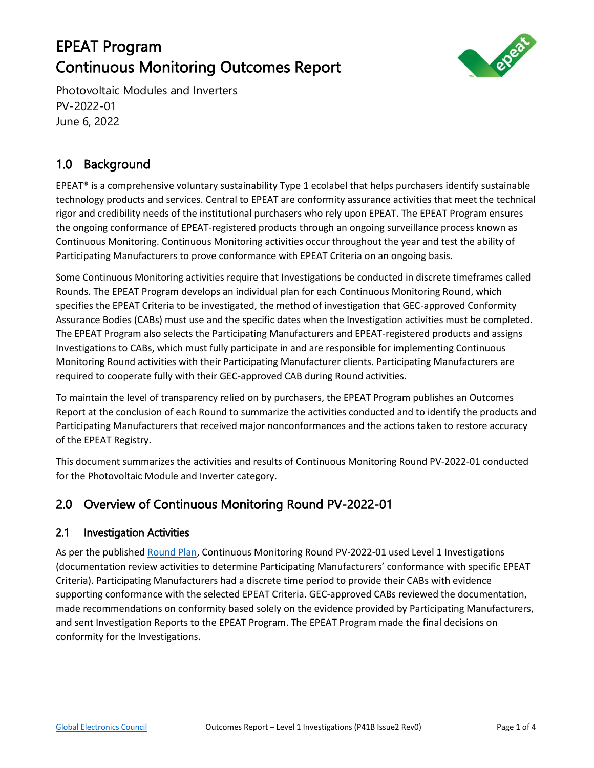# EPEAT Program
# Continuous Monitoring Outcomes Report

Photovoltaic Modules and Inverters
PV-2022-01
June 6, 2022

## 1.0 Background

EPEAT® is a comprehensive voluntary sustainability Type 1 ecolabel that helps purchasers identify sustainable technology products and services. Central to EPEAT are conformity assurance activities that meet the technical rigor and credibility needs of the institutional purchasers who rely upon EPEAT. The EPEAT Program ensures the ongoing conformance of EPEAT-registered products through an ongoing surveillance process known as Continuous Monitoring. Continuous Monitoring activities occur throughout the year and test the ability of Participating Manufacturers to prove conformance with EPEAT Criteria on an ongoing basis.

Some Continuous Monitoring activities require that Investigations be conducted in discrete timeframes called Rounds. The EPEAT Program develops an individual plan for each Continuous Monitoring Round, which specifies the EPEAT Criteria to be investigated, the method of investigation that GEC-approved Conformity Assurance Bodies (CABs) must use and the specific dates when the Investigation activities must be completed. The EPEAT Program also selects the Participating Manufacturers and EPEAT-registered products and assigns Investigations to CABs, which must fully participate in and are responsible for implementing Continuous Monitoring Round activities with their Participating Manufacturer clients. Participating Manufacturers are required to cooperate fully with their GEC-approved CAB during Round activities.

To maintain the level of transparency relied on by purchasers, the EPEAT Program publishes an Outcomes Report at the conclusion of each Round to summarize the activities conducted and to identify the products and Participating Manufacturers that received major nonconformances and the actions taken to restore accuracy of the EPEAT Registry.

This document summarizes the activities and results of Continuous Monitoring Round PV-2022-01 conducted for the Photovoltaic Module and Inverter category.

## 2.0 Overview of Continuous Monitoring Round PV-2022-01

### 2.1 Investigation Activities

As per the published Round Plan, Continuous Monitoring Round PV-2022-01 used Level 1 Investigations (documentation review activities to determine Participating Manufacturers' conformance with specific EPEAT Criteria). Participating Manufacturers had a discrete time period to provide their CABs with evidence supporting conformance with the selected EPEAT Criteria. GEC-approved CABs reviewed the documentation, made recommendations on conformity based solely on the evidence provided by Participating Manufacturers, and sent Investigation Reports to the EPEAT Program. The EPEAT Program made the final decisions on conformity for the Investigations.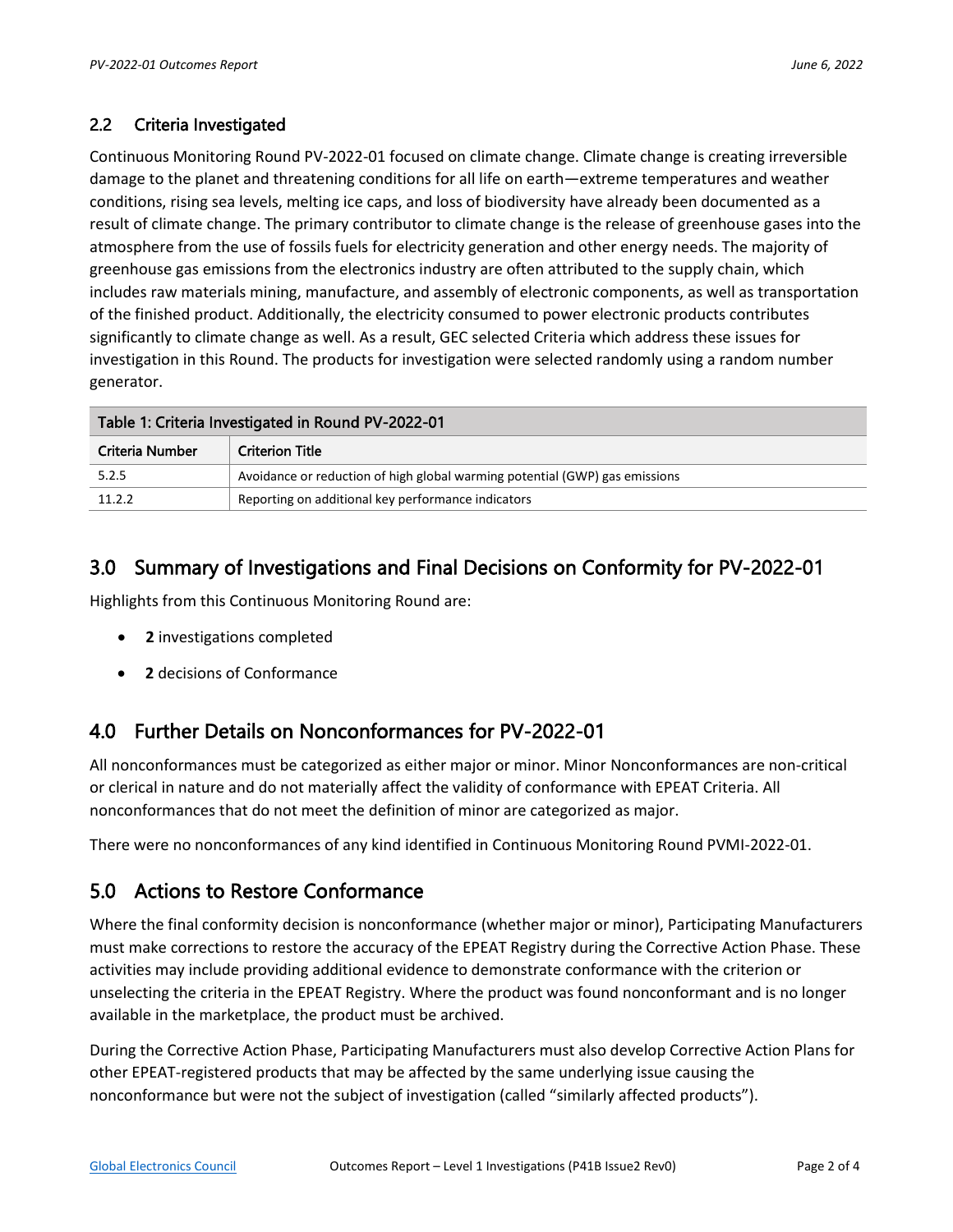## 2.2 Criteria Investigated

Continuous Monitoring Round PV-2022-01 focused on climate change. Climate change is creating irreversible damage to the planet and threatening conditions for all life on earth—extreme temperatures and weather conditions, rising sea levels, melting ice caps, and loss of biodiversity have already been documented as a result of climate change. The primary contributor to climate change is the release of greenhouse gases into the atmosphere from the use of fossils fuels for electricity generation and other energy needs. The majority of greenhouse gas emissions from the electronics industry are often attributed to the supply chain, which includes raw materials mining, manufacture, and assembly of electronic components, as well as transportation of the finished product. Additionally, the electricity consumed to power electronic products contributes significantly to climate change as well. As a result, GEC selected Criteria which address these issues for investigation in this Round. The products for investigation were selected randomly using a random number generator.

| Table 1: Criteria Investigated in Round PV-2022-01 | |
|---|---|
| **Criteria Number** | **Criterion Title** |
| 5.2.5 | Avoidance or reduction of high global warming potential (GWP) gas emissions |
| 11.2.2 | Reporting on additional key performance indicators |

# 3.0 Summary of Investigations and Final Decisions on Conformity for PV-2022-01

Highlights from this Continuous Monitoring Round are:

- **2** investigations completed
- **2** decisions of Conformance

# 4.0 Further Details on Nonconformances for PV-2022-01

All nonconformances must be categorized as either major or minor. Minor Nonconformances are non-critical or clerical in nature and do not materially affect the validity of conformance with EPEAT Criteria. All nonconformances that do not meet the definition of minor are categorized as major.

There were no nonconformances of any kind identified in Continuous Monitoring Round PVMI-2022-01.

# 5.0 Actions to Restore Conformance

Where the final conformity decision is nonconformance (whether major or minor), Participating Manufacturers must make corrections to restore the accuracy of the EPEAT Registry during the Corrective Action Phase. These activities may include providing additional evidence to demonstrate conformance with the criterion or unselecting the criteria in the EPEAT Registry. Where the product was found nonconformant and is no longer available in the marketplace, the product must be archived.

During the Corrective Action Phase, Participating Manufacturers must also develop Corrective Action Plans for other EPEAT-registered products that may be affected by the same underlying issue causing the nonconformance but were not the subject of investigation (called "similarly affected products").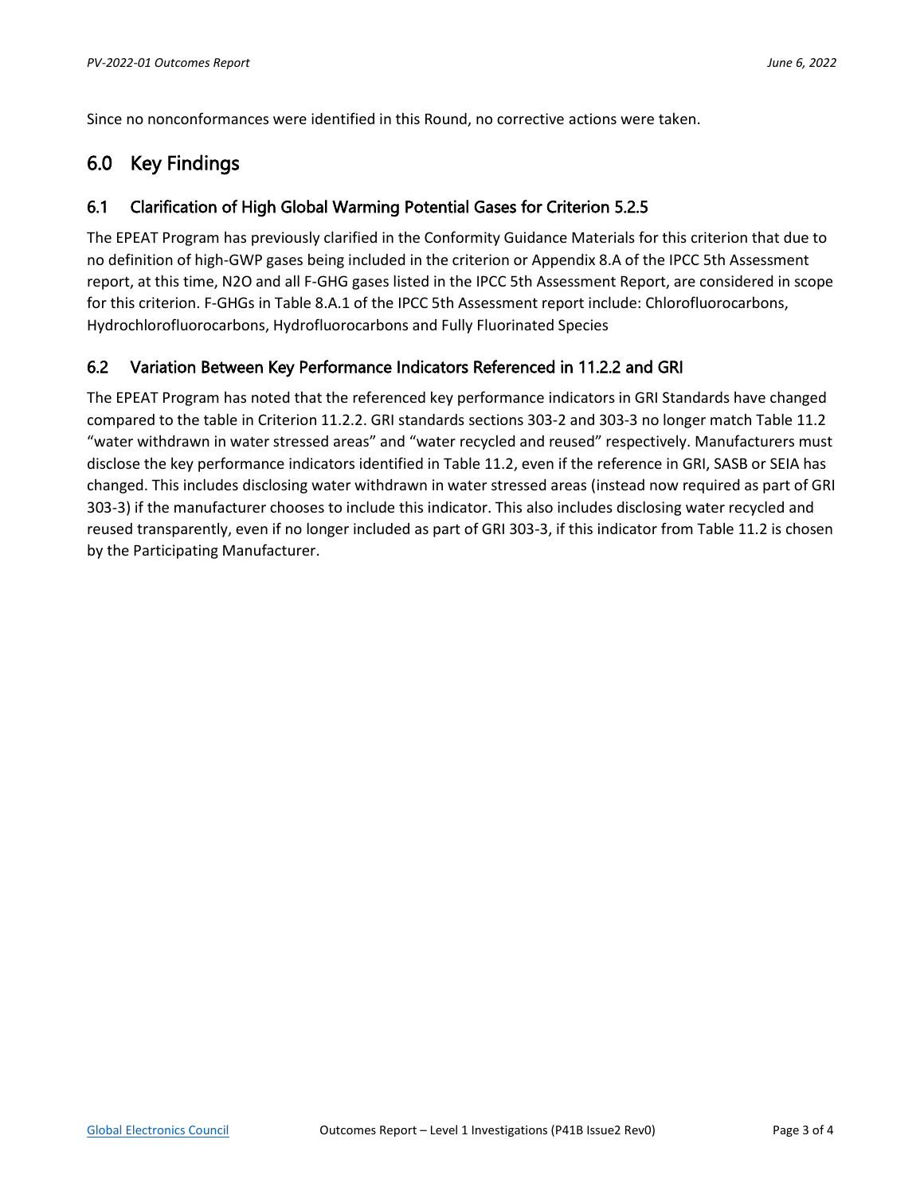Since no nonconformances were identified in this Round, no corrective actions were taken.

## 6.0 Key Findings

### 6.1 Clarification of High Global Warming Potential Gases for Criterion 5.2.5

The EPEAT Program has previously clarified in the Conformity Guidance Materials for this criterion that due to no definition of high-GWP gases being included in the criterion or Appendix 8.A of the IPCC 5th Assessment report, at this time, N2O and all F-GHG gases listed in the IPCC 5th Assessment Report, are considered in scope for this criterion. F-GHGs in Table 8.A.1 of the IPCC 5th Assessment report include: Chlorofluorocarbons, Hydrochlorofluorocarbons, Hydrofluorocarbons and Fully Fluorinated Species

### 6.2 Variation Between Key Performance Indicators Referenced in 11.2.2 and GRI

The EPEAT Program has noted that the referenced key performance indicators in GRI Standards have changed compared to the table in Criterion 11.2.2. GRI standards sections 303-2 and 303-3 no longer match Table 11.2 "water withdrawn in water stressed areas" and "water recycled and reused" respectively. Manufacturers must disclose the key performance indicators identified in Table 11.2, even if the reference in GRI, SASB or SEIA has changed. This includes disclosing water withdrawn in water stressed areas (instead now required as part of GRI 303-3) if the manufacturer chooses to include this indicator. This also includes disclosing water recycled and reused transparently, even if no longer included as part of GRI 303-3, if this indicator from Table 11.2 is chosen by the Participating Manufacturer.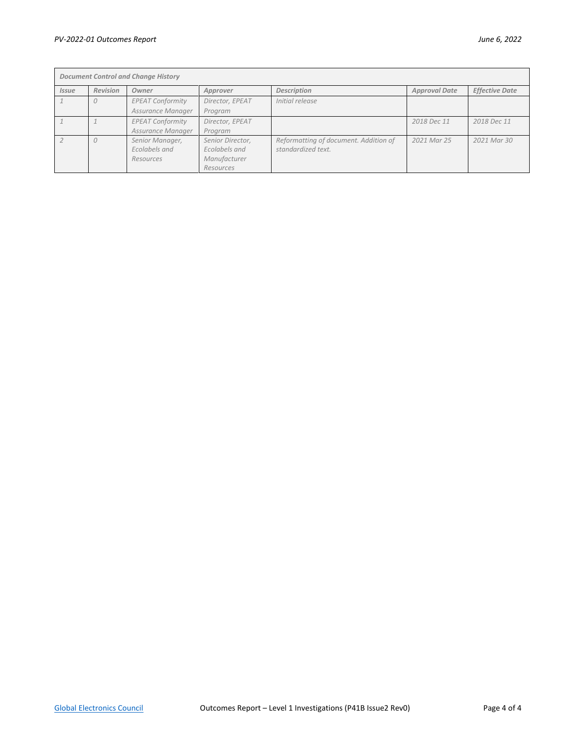| *Document Control and Change History* | | | | | | |
|---|---|---|---|---|---|---|
| *Issue* | *Revision* | *Owner* | *Approver* | *Description* | *Approval Date* | *Effective Date* |
| *1* | *0* | *EPEAT Conformity Assurance Manager* | *Director, EPEAT Program* | *Initial release* | | |
| *1* | *1* | *EPEAT Conformity Assurance Manager* | *Director, EPEAT Program* | | *2018 Dec 11* | *2018 Dec 11* |
| *2* | *0* | *Senior Manager, Ecolabels and Resources* | *Senior Director, Ecolabels and Manufacturer Resources* | *Reformatting of document. Addition of standardized text.* | *2021 Mar 25* | *2021 Mar 30* |